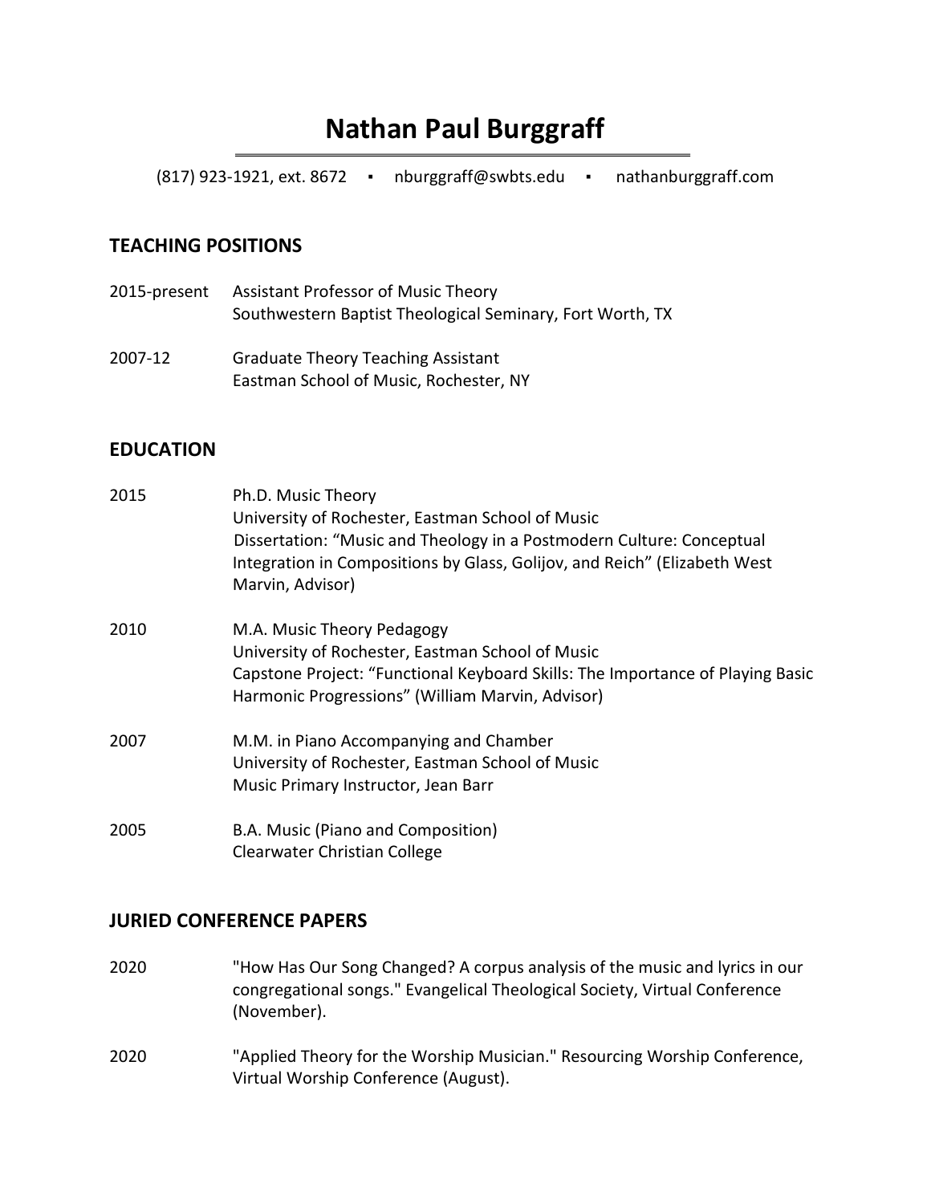# Nathan Paul Burggraff

(817) 923-1921, ext. 8672 ▪ nburggraff@swbts.edu ▪ nathanburggraff.com

## TEACHING POSITIONS

2015-present Assistant Professor of Music Theory
Southwestern Baptist Theological Seminary, Fort Worth, TX

2007-12 Graduate Theory Teaching Assistant
Eastman School of Music, Rochester, NY

## EDUCATION

2015 Ph.D. Music Theory
University of Rochester, Eastman School of Music
Dissertation: "Music and Theology in a Postmodern Culture: Conceptual Integration in Compositions by Glass, Golijov, and Reich" (Elizabeth West Marvin, Advisor)

2010 M.A. Music Theory Pedagogy
University of Rochester, Eastman School of Music
Capstone Project: "Functional Keyboard Skills: The Importance of Playing Basic Harmonic Progressions" (William Marvin, Advisor)

2007 M.M. in Piano Accompanying and Chamber
University of Rochester, Eastman School of Music
Music Primary Instructor, Jean Barr

2005 B.A. Music (Piano and Composition)
Clearwater Christian College

## JURIED CONFERENCE PAPERS

2020 "How Has Our Song Changed? A corpus analysis of the music and lyrics in our congregational songs." Evangelical Theological Society, Virtual Conference (November).

2020 "Applied Theory for the Worship Musician." Resourcing Worship Conference, Virtual Worship Conference (August).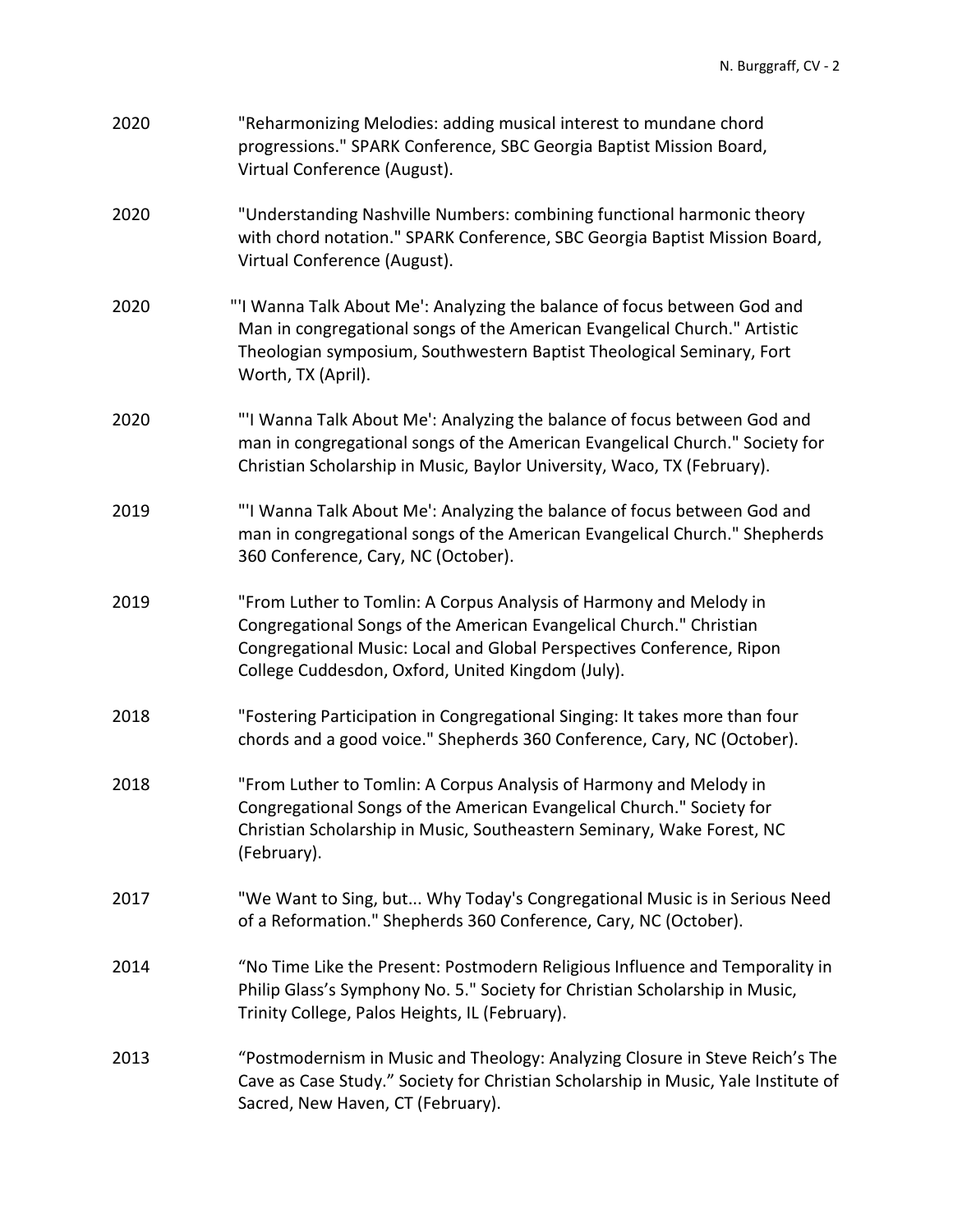2020 "Reharmonizing Melodies: adding musical interest to mundane chord progressions." SPARK Conference, SBC Georgia Baptist Mission Board, Virtual Conference (August).

2020 "Understanding Nashville Numbers: combining functional harmonic theory with chord notation." SPARK Conference, SBC Georgia Baptist Mission Board, Virtual Conference (August).

2020 "'I Wanna Talk About Me': Analyzing the balance of focus between God and Man in congregational songs of the American Evangelical Church." Artistic Theologian symposium, Southwestern Baptist Theological Seminary, Fort Worth, TX (April).

2020 "'I Wanna Talk About Me': Analyzing the balance of focus between God and man in congregational songs of the American Evangelical Church." Society for Christian Scholarship in Music, Baylor University, Waco, TX (February).

2019 "'I Wanna Talk About Me': Analyzing the balance of focus between God and man in congregational songs of the American Evangelical Church." Shepherds 360 Conference, Cary, NC (October).

2019 "From Luther to Tomlin: A Corpus Analysis of Harmony and Melody in Congregational Songs of the American Evangelical Church." Christian Congregational Music: Local and Global Perspectives Conference, Ripon College Cuddesdon, Oxford, United Kingdom (July).

2018 "Fostering Participation in Congregational Singing: It takes more than four chords and a good voice." Shepherds 360 Conference, Cary, NC (October).

2018 "From Luther to Tomlin: A Corpus Analysis of Harmony and Melody in Congregational Songs of the American Evangelical Church." Society for Christian Scholarship in Music, Southeastern Seminary, Wake Forest, NC (February).

2017 "We Want to Sing, but... Why Today's Congregational Music is in Serious Need of a Reformation." Shepherds 360 Conference, Cary, NC (October).

2014 "No Time Like the Present: Postmodern Religious Influence and Temporality in Philip Glass's Symphony No. 5." Society for Christian Scholarship in Music, Trinity College, Palos Heights, IL (February).

2013 "Postmodernism in Music and Theology: Analyzing Closure in Steve Reich's The Cave as Case Study." Society for Christian Scholarship in Music, Yale Institute of Sacred, New Haven, CT (February).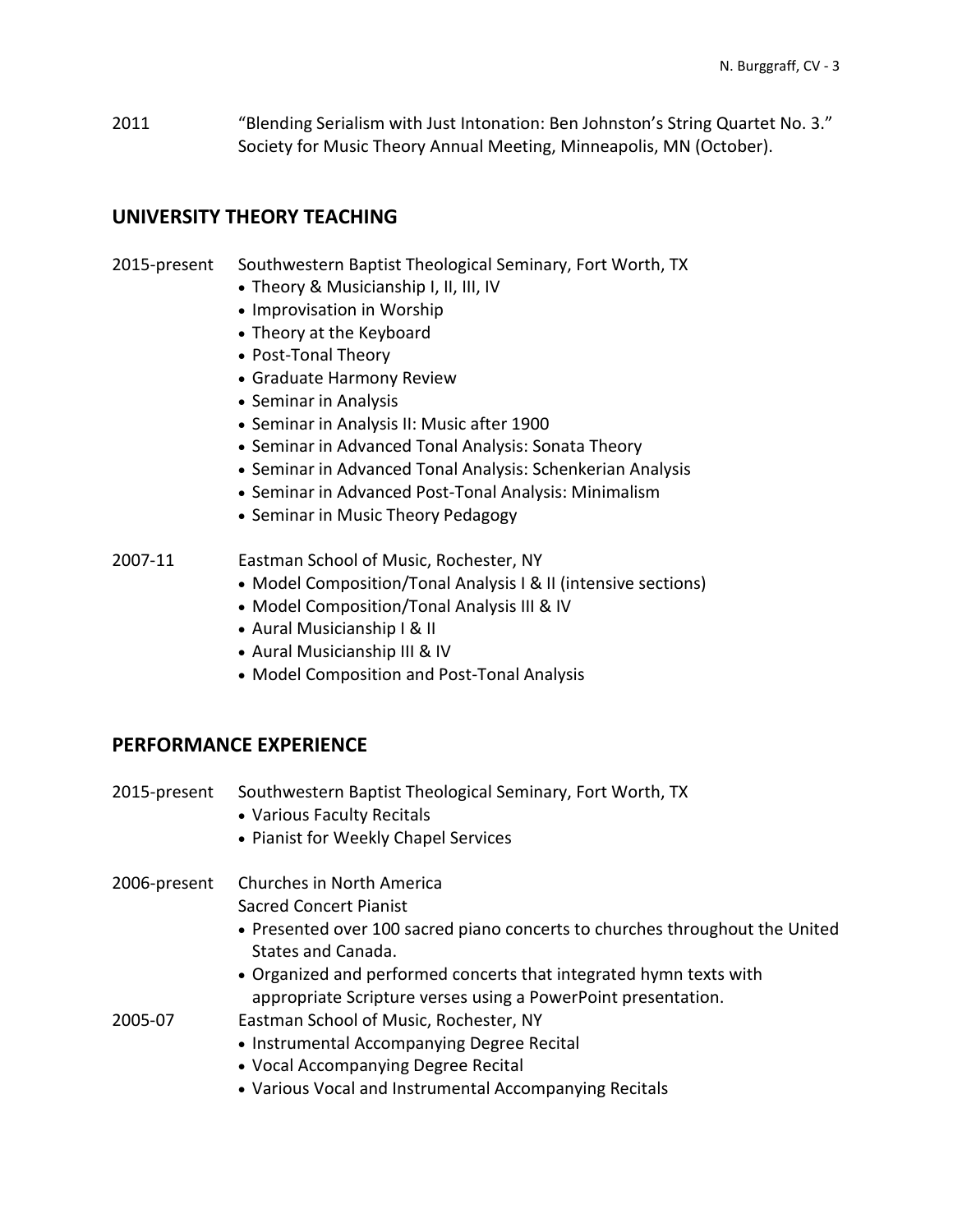2011 "Blending Serialism with Just Intonation: Ben Johnston's String Quartet No. 3." Society for Music Theory Annual Meeting, Minneapolis, MN (October).

## UNIVERSITY THEORY TEACHING

2015-present Southwestern Baptist Theological Seminary, Fort Worth, TX

- Theory & Musicianship I, II, III, IV
- Improvisation in Worship
- Theory at the Keyboard
- Post-Tonal Theory
- Graduate Harmony Review
- Seminar in Analysis
- Seminar in Analysis II: Music after 1900
- Seminar in Advanced Tonal Analysis: Sonata Theory
- Seminar in Advanced Tonal Analysis: Schenkerian Analysis
- Seminar in Advanced Post-Tonal Analysis: Minimalism
- Seminar in Music Theory Pedagogy

2007-11 Eastman School of Music, Rochester, NY

- Model Composition/Tonal Analysis I & II (intensive sections)
- Model Composition/Tonal Analysis III & IV
- Aural Musicianship I & II
- Aural Musicianship III & IV
- Model Composition and Post-Tonal Analysis

## PERFORMANCE EXPERIENCE

2015-present Southwestern Baptist Theological Seminary, Fort Worth, TX

- Various Faculty Recitals
- Pianist for Weekly Chapel Services

2006-present Churches in North America
Sacred Concert Pianist

- Presented over 100 sacred piano concerts to churches throughout the United States and Canada.
- Organized and performed concerts that integrated hymn texts with appropriate Scripture verses using a PowerPoint presentation.

2005-07 Eastman School of Music, Rochester, NY

- Instrumental Accompanying Degree Recital
- Vocal Accompanying Degree Recital
- Various Vocal and Instrumental Accompanying Recitals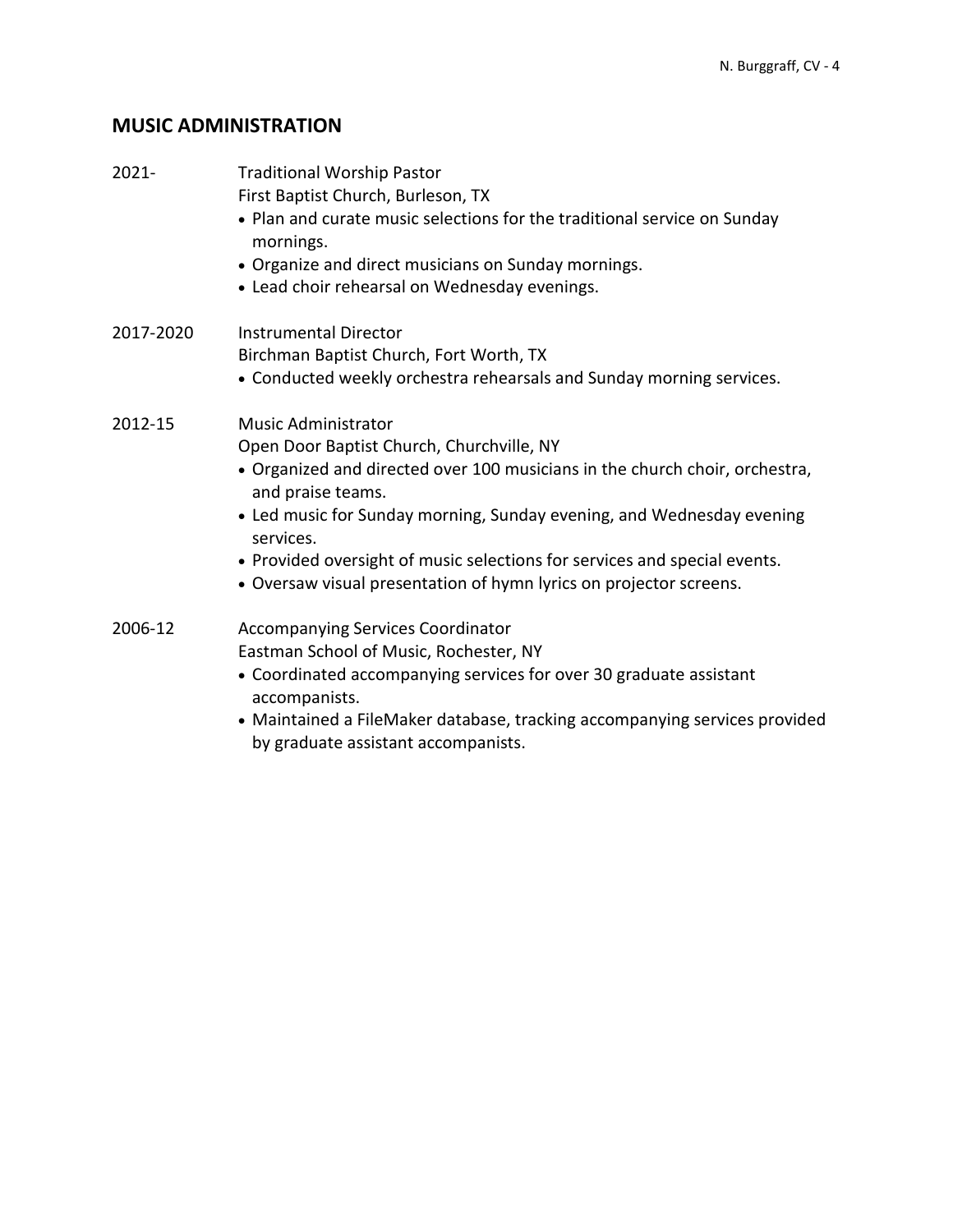## MUSIC ADMINISTRATION

2021- Traditional Worship Pastor
First Baptist Church, Burleson, TX

- Plan and curate music selections for the traditional service on Sunday mornings.
- Organize and direct musicians on Sunday mornings.
- Lead choir rehearsal on Wednesday evenings.

2017-2020 Instrumental Director
Birchman Baptist Church, Fort Worth, TX

- Conducted weekly orchestra rehearsals and Sunday morning services.

2012-15 Music Administrator
Open Door Baptist Church, Churchville, NY

- Organized and directed over 100 musicians in the church choir, orchestra, and praise teams.
- Led music for Sunday morning, Sunday evening, and Wednesday evening services.
- Provided oversight of music selections for services and special events.
- Oversaw visual presentation of hymn lyrics on projector screens.

2006-12 Accompanying Services Coordinator
Eastman School of Music, Rochester, NY

- Coordinated accompanying services for over 30 graduate assistant accompanists.
- Maintained a FileMaker database, tracking accompanying services provided by graduate assistant accompanists.